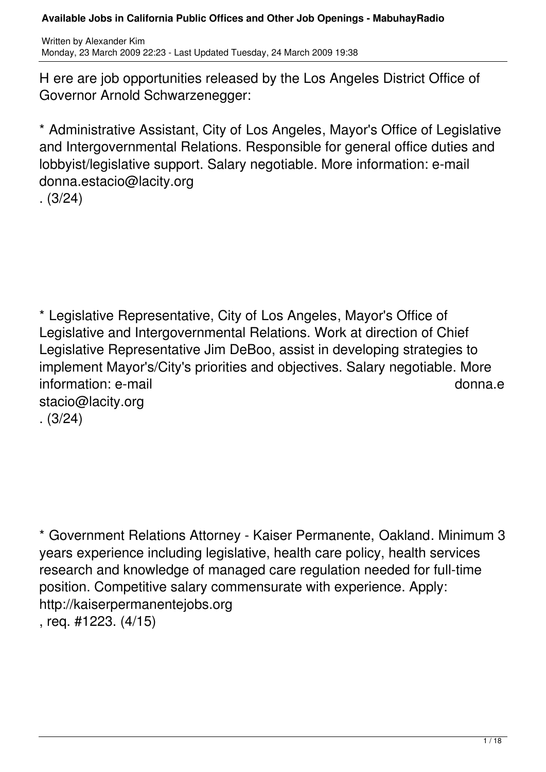Here are job opportunities released by the Los Angeles District Office of Governor Arnold Schwarzenegger:

* Administrative Assistant, City of Los Angeles, Mayor's Office of Legislative and Intergovernmental Relations. Responsible for general office duties and lobbyist/legislative support. Salary negotiable. More information: e-mail donna.estacio@lacity.org. (3/24)

* Legislative Representative, City of Los Angeles, Mayor's Office of Legislative and Intergovernmental Relations. Work at direction of Chief Legislative Representative Jim DeBoo, assist in developing strategies to implement Mayor's/City's priorities and objectives. Salary negotiable. More information: e-mail donna.estacio@lacity.org. (3/24)

* Government Relations Attorney - Kaiser Permanente, Oakland. Minimum 3 years experience including legislative, health care policy, health services research and knowledge of managed care regulation needed for full-time position. Competitive salary commensurate with experience. Apply: http://kaiserpermanentejobs.org, req. #1223. (4/15)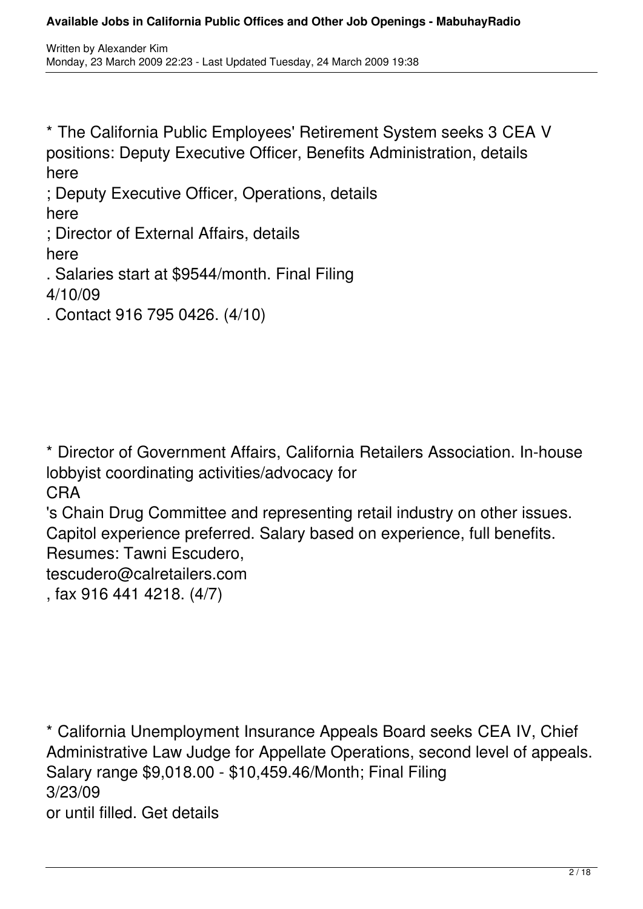* The California Public Employees' Retirement System seeks 3 CEA V positions: Deputy Executive Officer, Benefits Administration, details here ; Deputy Executive Officer, Operations, details here ; Director of External Affairs, details here . Salaries start at $9544/month. Final Filing 4/10/09 . Contact 916 795 0426. (4/10)

* Director of Government Affairs, California Retailers Association. In-house lobbyist coordinating activities/advocacy for CRA 's Chain Drug Committee and representing retail industry on other issues. Capitol experience preferred. Salary based on experience, full benefits. Resumes: Tawni Escudero, tescudero@calretailers.com , fax 916 441 4218. (4/7)

* California Unemployment Insurance Appeals Board seeks CEA IV, Chief Administrative Law Judge for Appellate Operations, second level of appeals. Salary range $9,018.00 - $10,459.46/Month; Final Filing 3/23/09 or until filled. Get details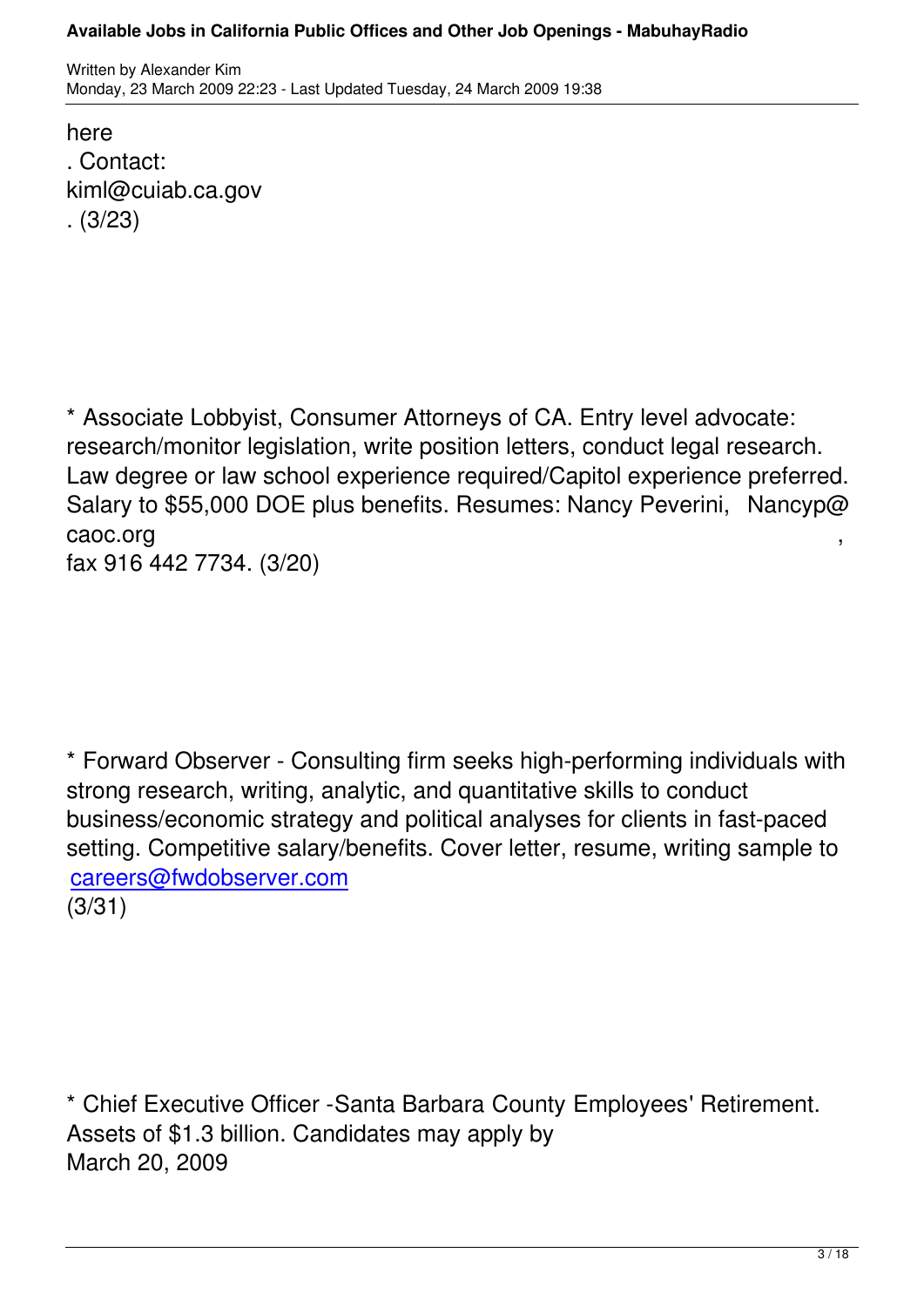here
. Contact:
kiml@cuiab.ca.gov
. (3/23)

* Associate Lobbyist, Consumer Attorneys of CA. Entry level advocate: research/monitor legislation, write position letters, conduct legal research. Law degree or law school experience required/Capitol experience preferred. Salary to $55,000 DOE plus benefits. Resumes: Nancy Peverini, Nancyp@caoc.org, fax 916 442 7734. (3/20)

* Forward Observer - Consulting firm seeks high-performing individuals with strong research, writing, analytic, and quantitative skills to conduct business/economic strategy and political analyses for clients in fast-paced setting. Competitive salary/benefits. Cover letter, resume, writing sample to careers@fwdobserver.com
(3/31)

* Chief Executive Officer -Santa Barbara County Employees' Retirement. Assets of $1.3 billion. Candidates may apply by
March 20, 2009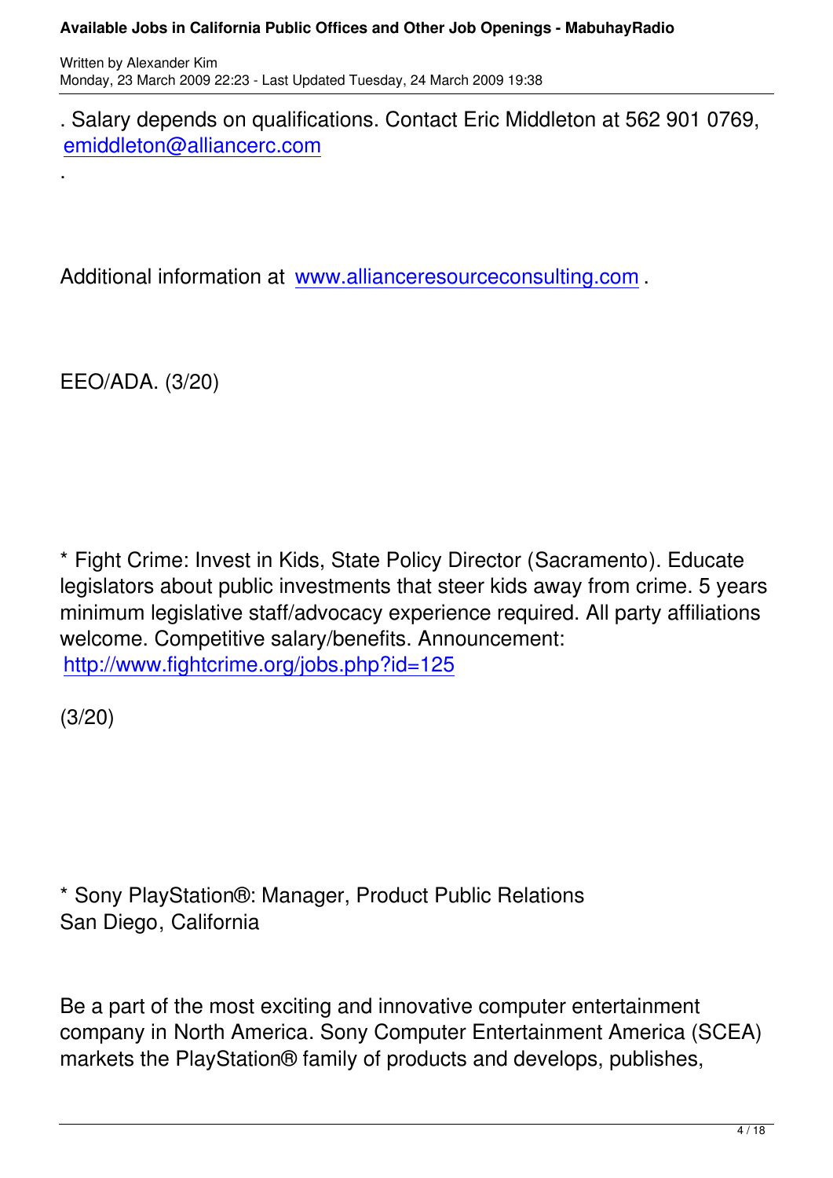. Salary depends on qualifications. Contact Eric Middleton at 562 901 0769, emiddleton@alliancerc.com

.

Additional information at www.allianceresourceconsulting.com .

EEO/ADA. (3/20)

* Fight Crime: Invest in Kids, State Policy Director (Sacramento). Educate legislators about public investments that steer kids away from crime. 5 years minimum legislative staff/advocacy experience required. All party affiliations welcome. Competitive salary/benefits. Announcement: http://www.fightcrime.org/jobs.php?id=125

(3/20)

* Sony PlayStation®: Manager, Product Public Relations
San Diego, California

Be a part of the most exciting and innovative computer entertainment company in North America. Sony Computer Entertainment America (SCEA) markets the PlayStation® family of products and develops, publishes,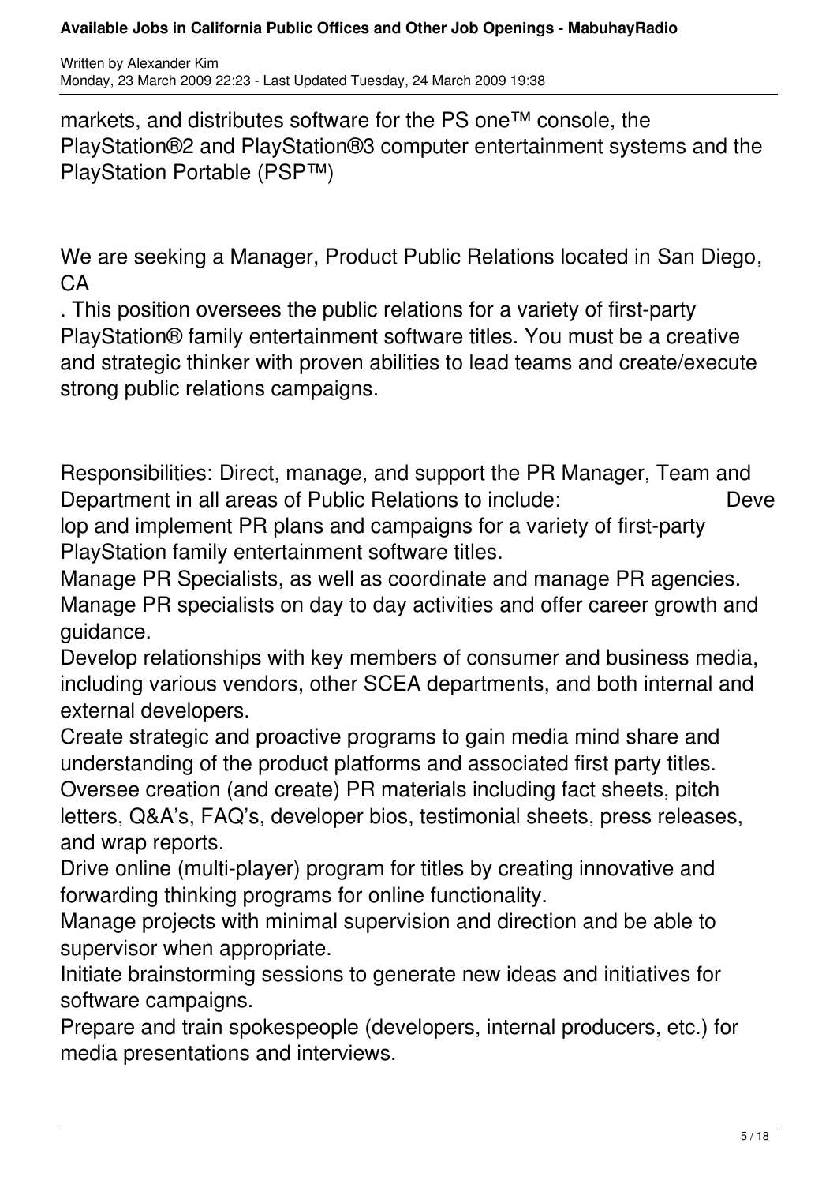markets, and distributes software for the PS one™ console, the PlayStation®2 and PlayStation®3 computer entertainment systems and the PlayStation Portable (PSP™)

We are seeking a Manager, Product Public Relations located in San Diego, CA

. This position oversees the public relations for a variety of first-party PlayStation® family entertainment software titles. You must be a creative and strategic thinker with proven abilities to lead teams and create/execute strong public relations campaigns.

Responsibilities: Direct, manage, and support the PR Manager, Team and Department in all areas of Public Relations to include: Develop and implement PR plans and campaigns for a variety of first-party PlayStation family entertainment software titles.

Manage PR Specialists, as well as coordinate and manage PR agencies.

Manage PR specialists on day to day activities and offer career growth and guidance.

Develop relationships with key members of consumer and business media, including various vendors, other SCEA departments, and both internal and external developers.

Create strategic and proactive programs to gain media mind share and understanding of the product platforms and associated first party titles.

Oversee creation (and create) PR materials including fact sheets, pitch letters, Q&A's, FAQ's, developer bios, testimonial sheets, press releases, and wrap reports.

Drive online (multi-player) program for titles by creating innovative and forwarding thinking programs for online functionality.

Manage projects with minimal supervision and direction and be able to supervisor when appropriate.

Initiate brainstorming sessions to generate new ideas and initiatives for software campaigns.

Prepare and train spokespeople (developers, internal producers, etc.) for media presentations and interviews.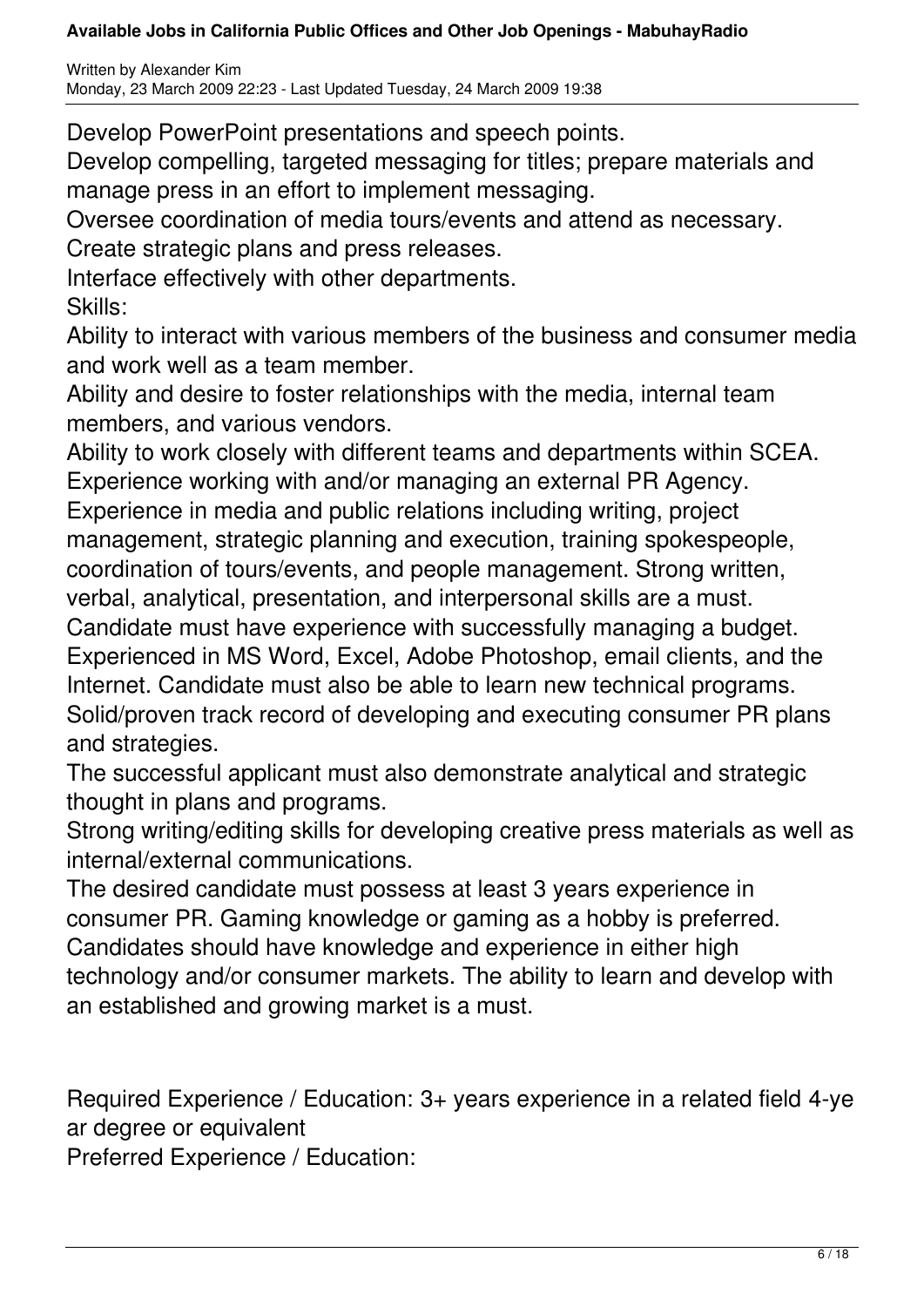Develop PowerPoint presentations and speech points.

Develop compelling, targeted messaging for titles; prepare materials and manage press in an effort to implement messaging.

Oversee coordination of media tours/events and attend as necessary.

Create strategic plans and press releases.

Interface effectively with other departments.

Skills:

Ability to interact with various members of the business and consumer media and work well as a team member.

Ability and desire to foster relationships with the media, internal team members, and various vendors.

Ability to work closely with different teams and departments within SCEA.

Experience working with and/or managing an external PR Agency.

Experience in media and public relations including writing, project management, strategic planning and execution, training spokespeople, coordination of tours/events, and people management. Strong written, verbal, analytical, presentation, and interpersonal skills are a must.

Candidate must have experience with successfully managing a budget.

Experienced in MS Word, Excel, Adobe Photoshop, email clients, and the Internet. Candidate must also be able to learn new technical programs.

Solid/proven track record of developing and executing consumer PR plans and strategies.

The successful applicant must also demonstrate analytical and strategic thought in plans and programs.

Strong writing/editing skills for developing creative press materials as well as internal/external communications.

The desired candidate must possess at least 3 years experience in consumer PR. Gaming knowledge or gaming as a hobby is preferred.

Candidates should have knowledge and experience in either high technology and/or consumer markets. The ability to learn and develop with an established and growing market is a must.

Required Experience / Education: 3+ years experience in a related field 4-year degree or equivalent

Preferred Experience / Education: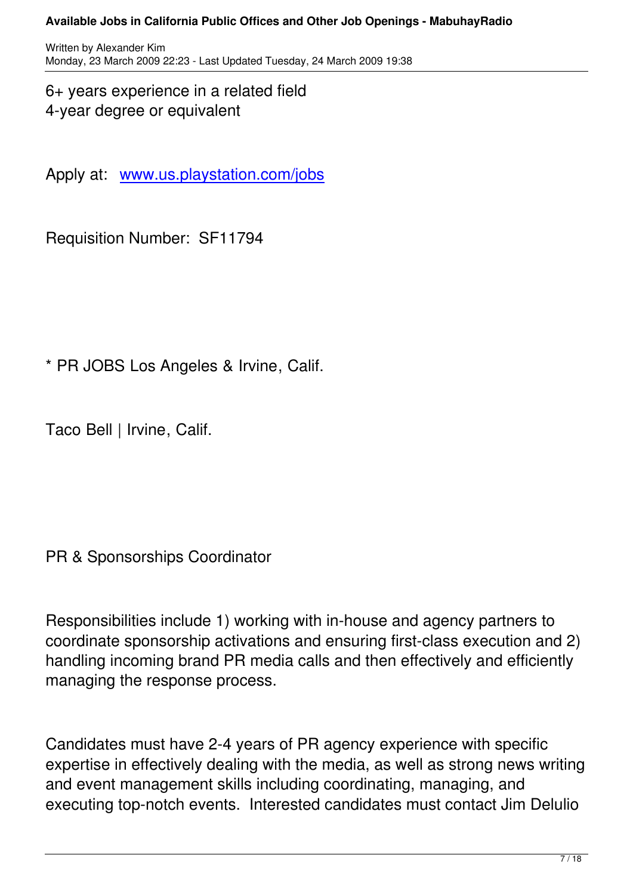6+ years experience in a related field
4-year degree or equivalent

Apply at: [www.us.playstation.com/jobs](http://www.us.playstation.com/jobs)

Requisition Number: SF11794

* PR JOBS Los Angeles & Irvine, Calif.

Taco Bell | Irvine, Calif.

PR & Sponsorships Coordinator

Responsibilities include 1) working with in-house and agency partners to coordinate sponsorship activations and ensuring first-class execution and 2) handling incoming brand PR media calls and then effectively and efficiently managing the response process.

Candidates must have 2-4 years of PR agency experience with specific expertise in effectively dealing with the media, as well as strong news writing and event management skills including coordinating, managing, and executing top-notch events. Interested candidates must contact Jim Delulio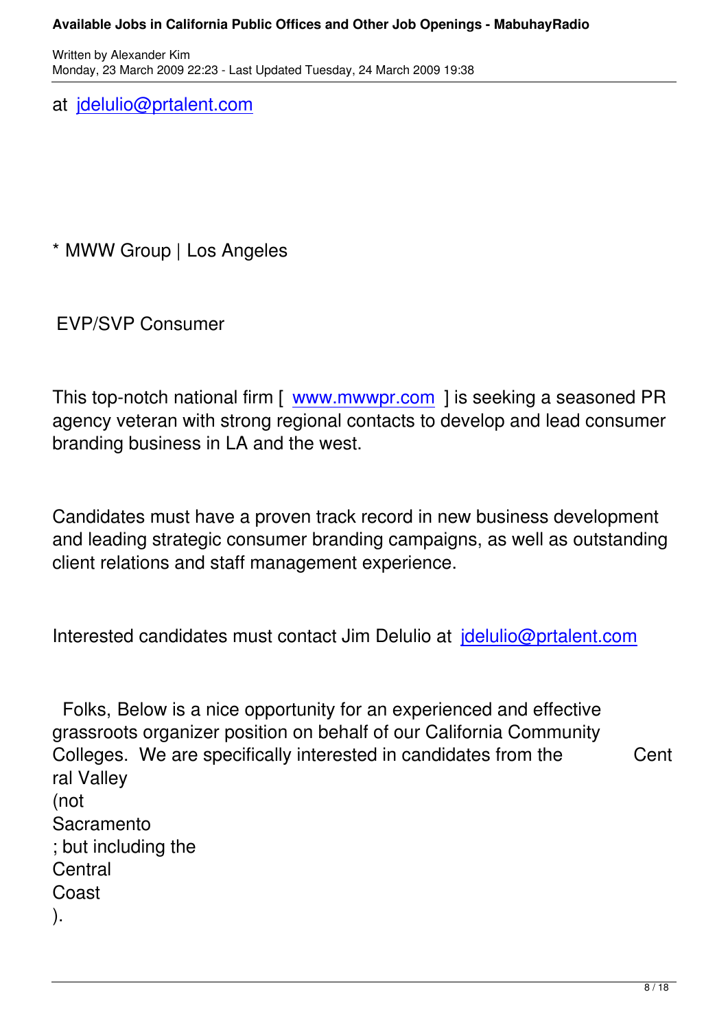at jdelulio@prtalent.com

* MWW Group | Los Angeles

EVP/SVP Consumer

This top-notch national firm [ www.mwwpr.com ] is seeking a seasoned PR agency veteran with strong regional contacts to develop and lead consumer branding business in LA and the west.

Candidates must have a proven track record in new business development and leading strategic consumer branding campaigns, as well as outstanding client relations and staff management experience.

Interested candidates must contact Jim Delulio at jdelulio@prtalent.com

Folks, Below is a nice opportunity for an experienced and effective grassroots organizer position on behalf of our California Community Colleges. We are specifically interested in candidates from the Central Valley (not Sacramento; but including the Central Coast).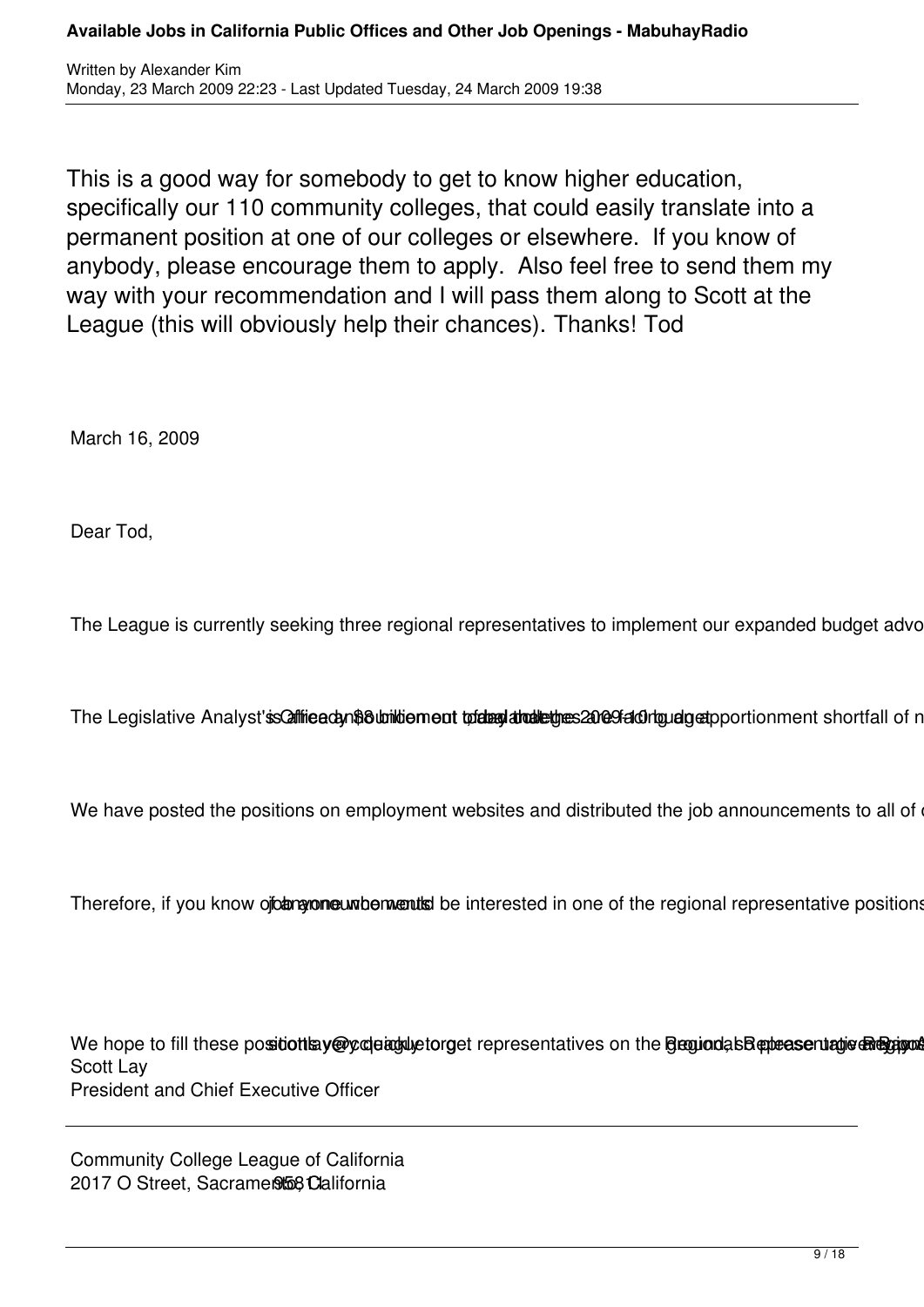This is a good way for somebody to get to know higher education, specifically our 110 community colleges, that could easily translate into a permanent position at one of our colleges or elsewhere. If you know of anybody, please encourage them to apply. Also feel free to send them my way with your recommendation and I will pass them along to Scott at the League (this will obviously help their chances). Thanks! Tod

March 16, 2009

Dear Tod,

The League is currently seeking three regional representatives to implement our expanded budget advo

The Legislative Analyst'ss Gffiteady $8 billion ent to fdebyl attatetges 2009-10 budget apportionment shortfall of n

We have posted the positions on employment websites and distributed the job announcements to all of

Therefore, if you know of anyone who would be interested in one of the regional representative positions

We hope to fill these positions very quickly to get representatives on the ground as Regional Representative Regional
Scott Lay
President and Chief Executive Officer

Community College League of California
2017 O Street, Sacramento, California 95811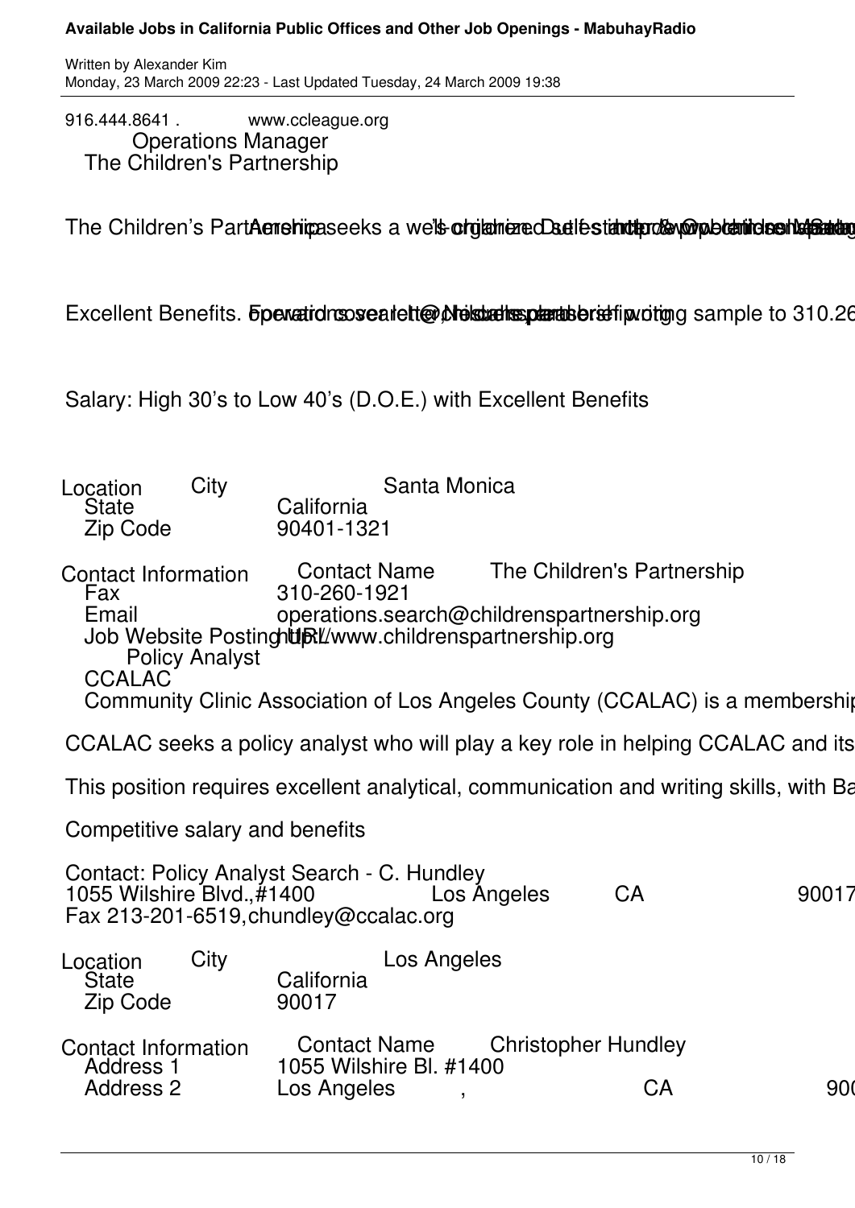916.444.8641 . www.ccleague.org

Operations Manager
The Children's Partnership

The Children's PartAmershipaseeks a well-organized Detail-oriented self-starter & Operations Manager http://www.childrenspartnership.org

Excellent Benefits. Forward cover letter, resume, brief writing sample to 310.26 operations.search@childrenspartnership.org

Salary: High 30's to Low 40's (D.O.E.) with Excellent Benefits

| Location | City | Santa Monica |
|---|---|---|
| | State | California |
| | Zip Code | 90401-1321 |

| Contact Information | Contact Name | The Children's Partnership |
|---|---|---|
| | Fax | 310-260-1921 |
| | Email | operations.search@childrenspartnership.org |
| | Job Website Posting URL | http://www.childrenspartnership.org |

Policy Analyst
CCALAC

Community Clinic Association of Los Angeles County (CCALAC) is a membership

CCALAC seeks a policy analyst who will play a key role in helping CCALAC and its

This position requires excellent analytical, communication and writing skills, with Ba

Competitive salary and benefits

Contact: Policy Analyst Search - C. Hundley
1055 Wilshire Blvd.,#1400 Los Angeles CA 90017
Fax 213-201-6519,chundley@ccalac.org

| Location | City | Los Angeles |
|---|---|---|
| | State | California |
| | Zip Code | 90017 |

| Contact Information | Contact Name | Christopher Hundley | | |
|---|---|---|---|---|
| | Address 1 | 1055 Wilshire Bl. #1400 | | |
| | Address 2 | Los Angeles , | CA | 900 |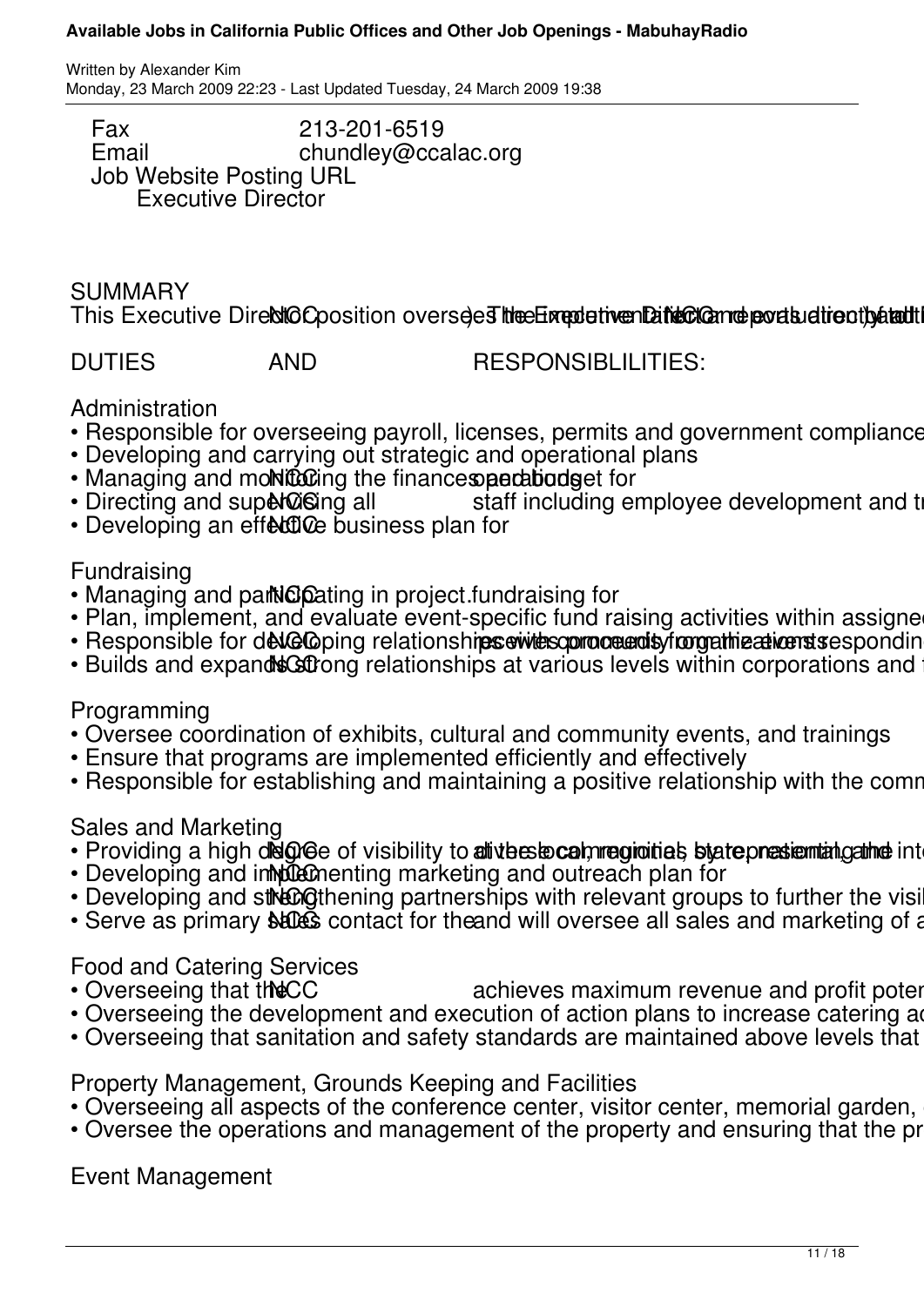Fax 213-201-6519
Email chundley@ccalac.org
Job Website Posting URL
Executive Director

SUMMARY

This Executive Director position oversees the Executive Director NCC ) The Executive Director and reports directly to the evaluation of the

DUTIES AND RESPONSIBLILITIES:

Administration

- Responsible for overseeing payroll, licenses, permits and government compliance
- Developing and carrying out strategic and operational plans
- Managing and monitoring the finances and budget for NCC operations
- Directing and supervising all NCC staff including employee development and tr
- Developing an effective business plan for NCC

Fundraising

- Managing and participating in project fundraising for NCC.
- Plan, implement, and evaluate event-specific fund raising activities within assigned
- Responsible for developing relationships with community organizations responding NCC to receive proceeds from the events
- Builds and expands strong relationships at various levels within corporations and NCC

Programming

- Oversee coordination of exhibits, cultural and community events, and trainings
- Ensure that programs are implemented efficiently and effectively
- Responsible for establishing and maintaining a positive relationship with the comm

Sales and Marketing

- Providing a high degree of visibility to NCC at the local, regional, state, national and inte diverse commercial by representing the
- Developing and implementing marketing and outreach plan for NCC
- Developing and strengthening partnerships with relevant groups to further the visi NCC
- Serve as primary sales contact for the NCC and will oversee all sales and marketing of a

Food and Catering Services

- Overseeing that the NCC achieves maximum revenue and profit poter
- Overseeing the development and execution of action plans to increase catering ac
- Overseeing that sanitation and safety standards are maintained above levels that

Property Management, Grounds Keeping and Facilities

- Overseeing all aspects of the conference center, visitor center, memorial garden,
- Oversee the operations and management of the property and ensuring that the pr

Event Management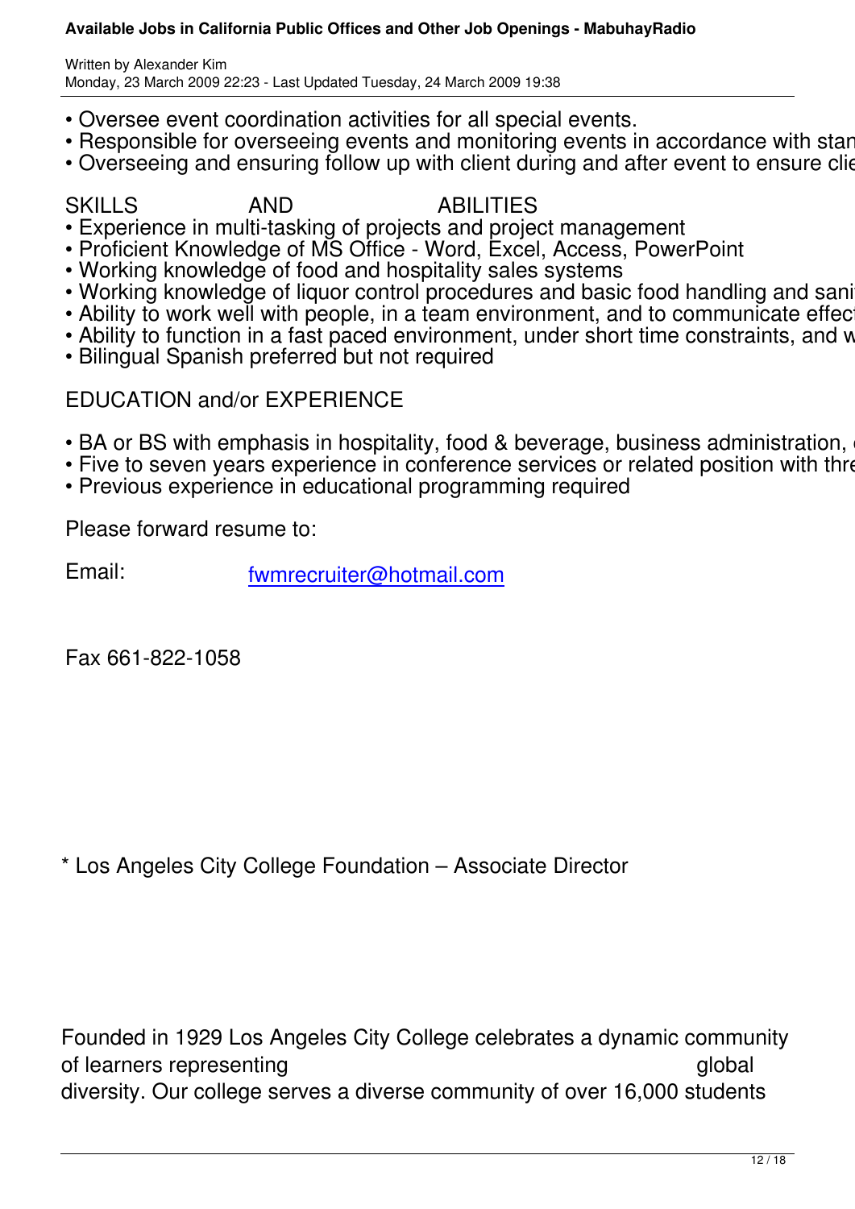- Oversee event coordination activities for all special events.
- Responsible for overseeing events and monitoring events in accordance with stan
- Overseeing and ensuring follow up with client during and after event to ensure clie

SKILLS AND ABILITIES

- Experience in multi-tasking of projects and project management
- Proficient Knowledge of MS Office - Word, Excel, Access, PowerPoint
- Working knowledge of food and hospitality sales systems
- Working knowledge of liquor control procedures and basic food handling and sani
- Ability to work well with people, in a team environment, and to communicate effec
- Ability to function in a fast paced environment, under short time constraints, and w
- Bilingual Spanish preferred but not required

EDUCATION and/or EXPERIENCE

- BA or BS with emphasis in hospitality, food & beverage, business administration,
- Five to seven years experience in conference services or related position with thre
- Previous experience in educational programming required

Please forward resume to:

Email: fwmrecruiter@hotmail.com

Fax 661-822-1058

* Los Angeles City College Foundation – Associate Director

Founded in 1929 Los Angeles City College celebrates a dynamic community of learners representing global diversity. Our college serves a diverse community of over 16,000 students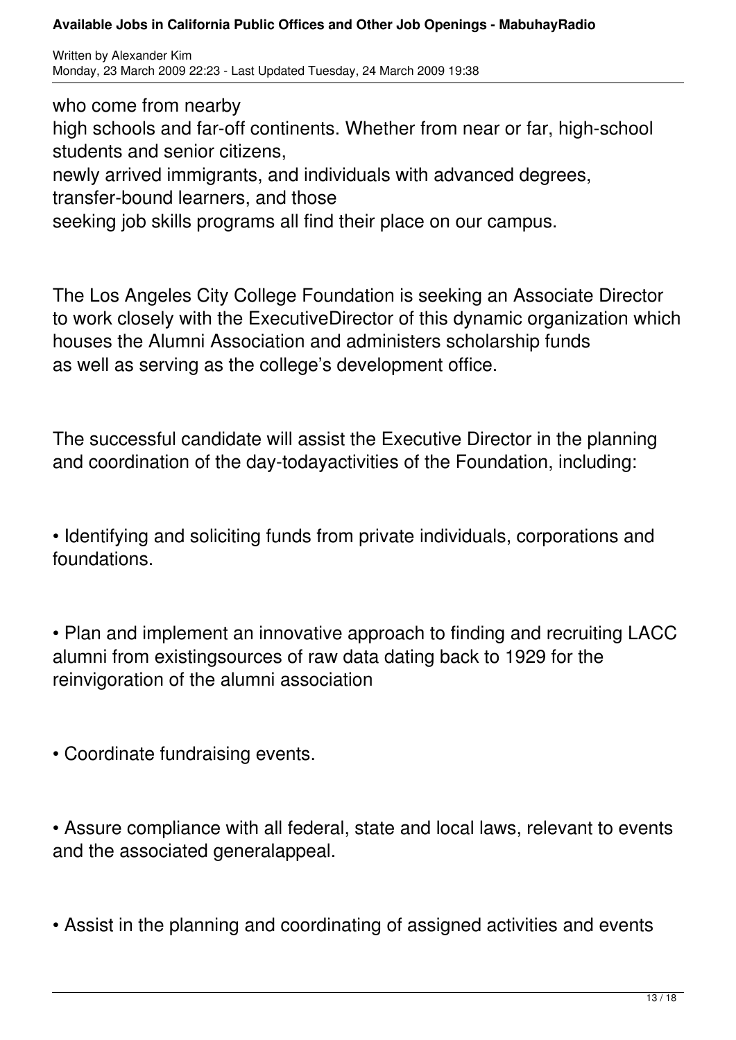who come from nearby high schools and far-off continents. Whether from near or far, high-school students and senior citizens, newly arrived immigrants, and individuals with advanced degrees, transfer-bound learners, and those seeking job skills programs all find their place on our campus.

The Los Angeles City College Foundation is seeking an Associate Director to work closely with the ExecutiveDirector of this dynamic organization which houses the Alumni Association and administers scholarship funds as well as serving as the college's development office.

The successful candidate will assist the Executive Director in the planning and coordination of the day-todayactivities of the Foundation, including:

• Identifying and soliciting funds from private individuals, corporations and foundations.

• Plan and implement an innovative approach to finding and recruiting LACC alumni from existingsources of raw data dating back to 1929 for the reinvigoration of the alumni association

• Coordinate fundraising events.

• Assure compliance with all federal, state and local laws, relevant to events and the associated generalappeal.

• Assist in the planning and coordinating of assigned activities and events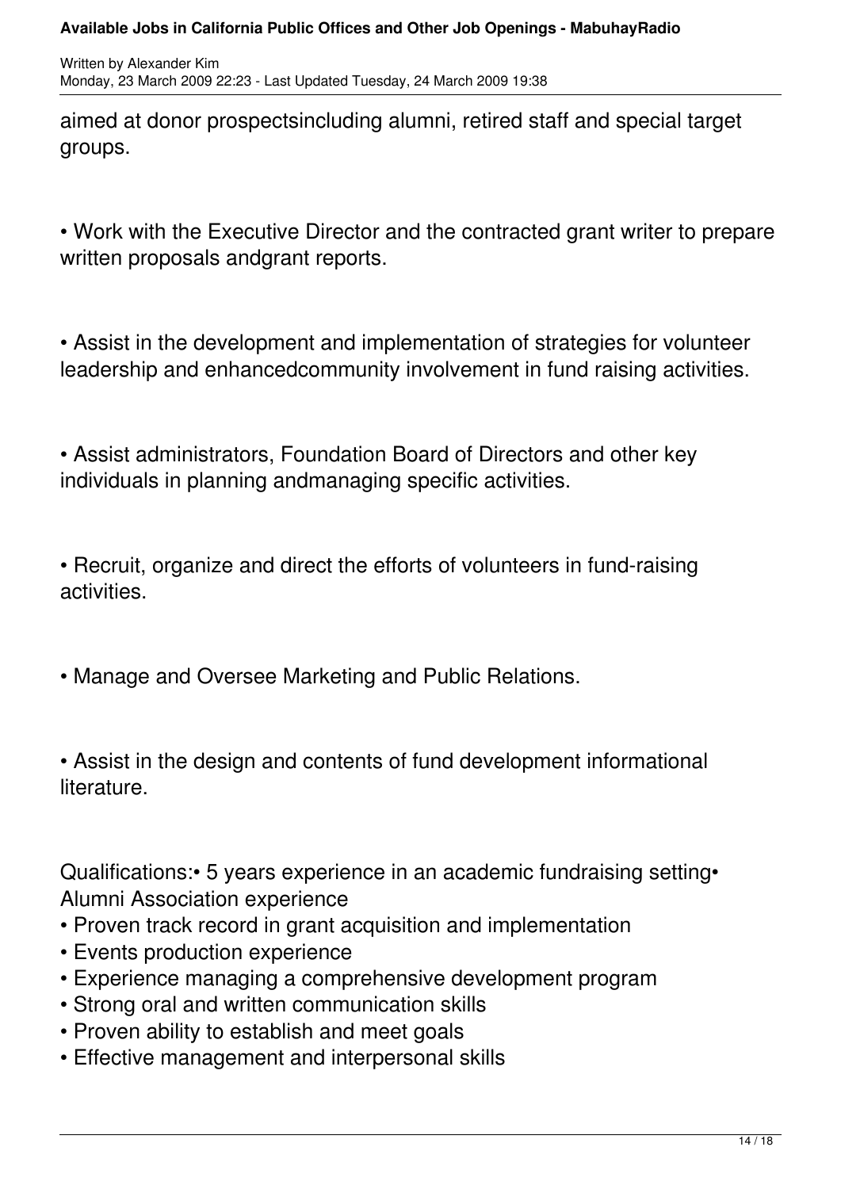aimed at donor prospectsincluding alumni, retired staff and special target groups.

• Work with the Executive Director and the contracted grant writer to prepare written proposals andgrant reports.

• Assist in the development and implementation of strategies for volunteer leadership and enhancedcommunity involvement in fund raising activities.

• Assist administrators, Foundation Board of Directors and other key individuals in planning andmanaging specific activities.

• Recruit, organize and direct the efforts of volunteers in fund-raising activities.

• Manage and Oversee Marketing and Public Relations.

• Assist in the design and contents of fund development informational literature.

Qualifications:• 5 years experience in an academic fundraising setting• Alumni Association experience
• Proven track record in grant acquisition and implementation
• Events production experience
• Experience managing a comprehensive development program
• Strong oral and written communication skills
• Proven ability to establish and meet goals
• Effective management and interpersonal skills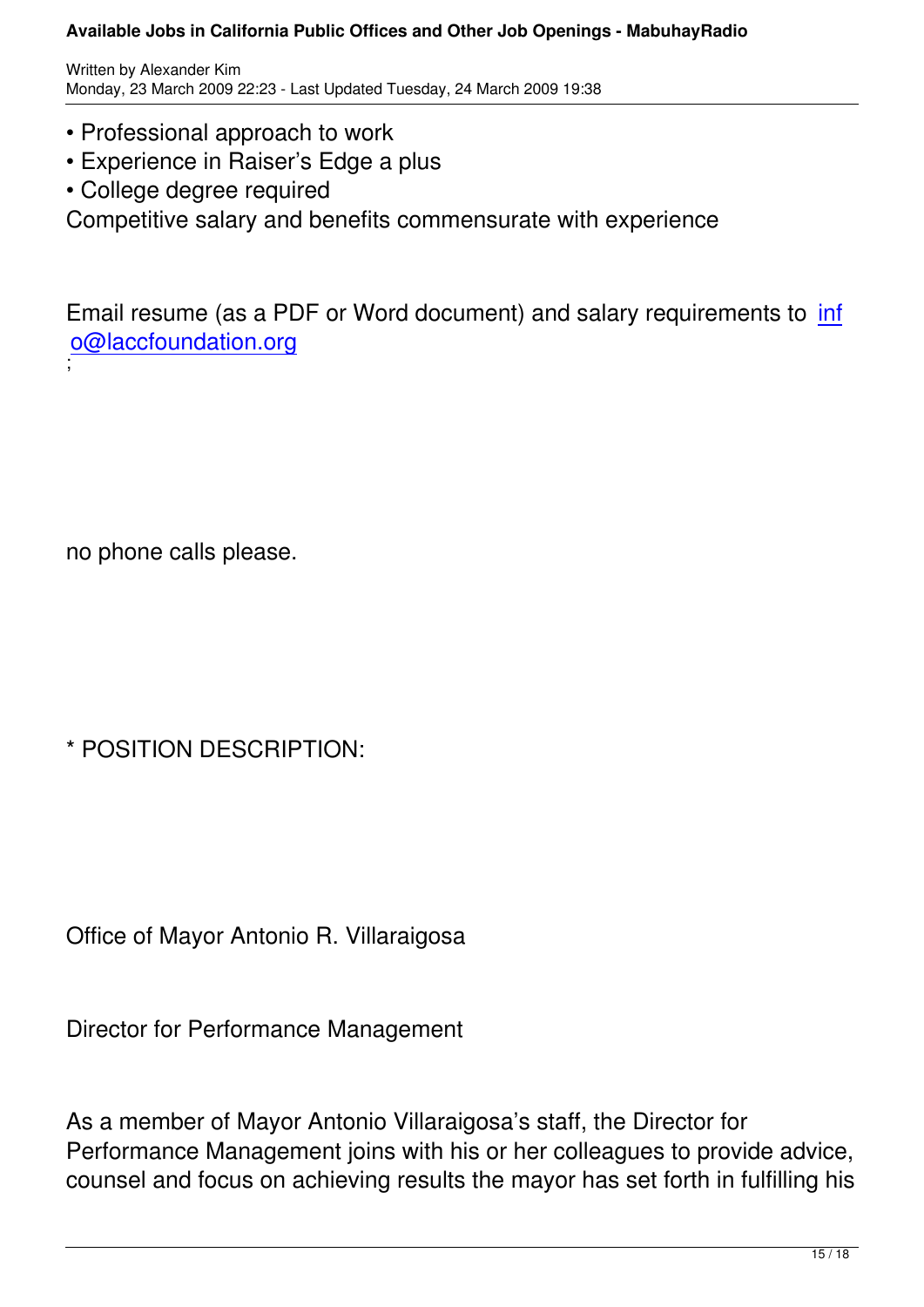- Professional approach to work
- Experience in Raiser's Edge a plus
- College degree required

Competitive salary and benefits commensurate with experience

Email resume (as a PDF or Word document) and salary requirements to info@laccfoundation.org
;

no phone calls please.

* POSITION DESCRIPTION:

Office of Mayor Antonio R. Villaraigosa

Director for Performance Management

As a member of Mayor Antonio Villaraigosa's staff, the Director for Performance Management joins with his or her colleagues to provide advice, counsel and focus on achieving results the mayor has set forth in fulfilling his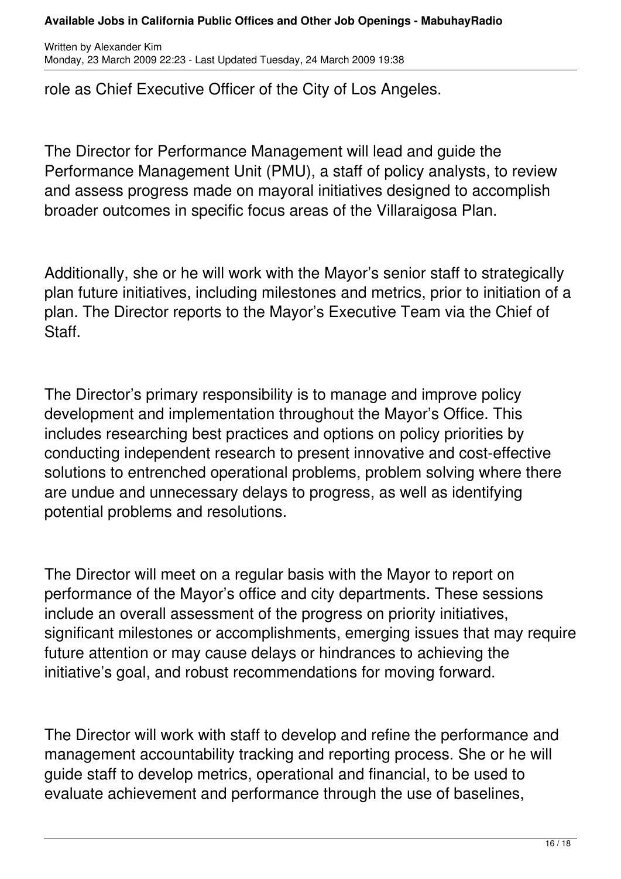role as Chief Executive Officer of the City of Los Angeles.

The Director for Performance Management will lead and guide the Performance Management Unit (PMU), a staff of policy analysts, to review and assess progress made on mayoral initiatives designed to accomplish broader outcomes in specific focus areas of the Villaraigosa Plan.

Additionally, she or he will work with the Mayor's senior staff to strategically plan future initiatives, including milestones and metrics, prior to initiation of a plan. The Director reports to the Mayor's Executive Team via the Chief of Staff.

The Director's primary responsibility is to manage and improve policy development and implementation throughout the Mayor's Office. This includes researching best practices and options on policy priorities by conducting independent research to present innovative and cost-effective solutions to entrenched operational problems, problem solving where there are undue and unnecessary delays to progress, as well as identifying potential problems and resolutions.

The Director will meet on a regular basis with the Mayor to report on performance of the Mayor's office and city departments. These sessions include an overall assessment of the progress on priority initiatives, significant milestones or accomplishments, emerging issues that may require future attention or may cause delays or hindrances to achieving the initiative's goal, and robust recommendations for moving forward.

The Director will work with staff to develop and refine the performance and management accountability tracking and reporting process. She or he will guide staff to develop metrics, operational and financial, to be used to evaluate achievement and performance through the use of baselines,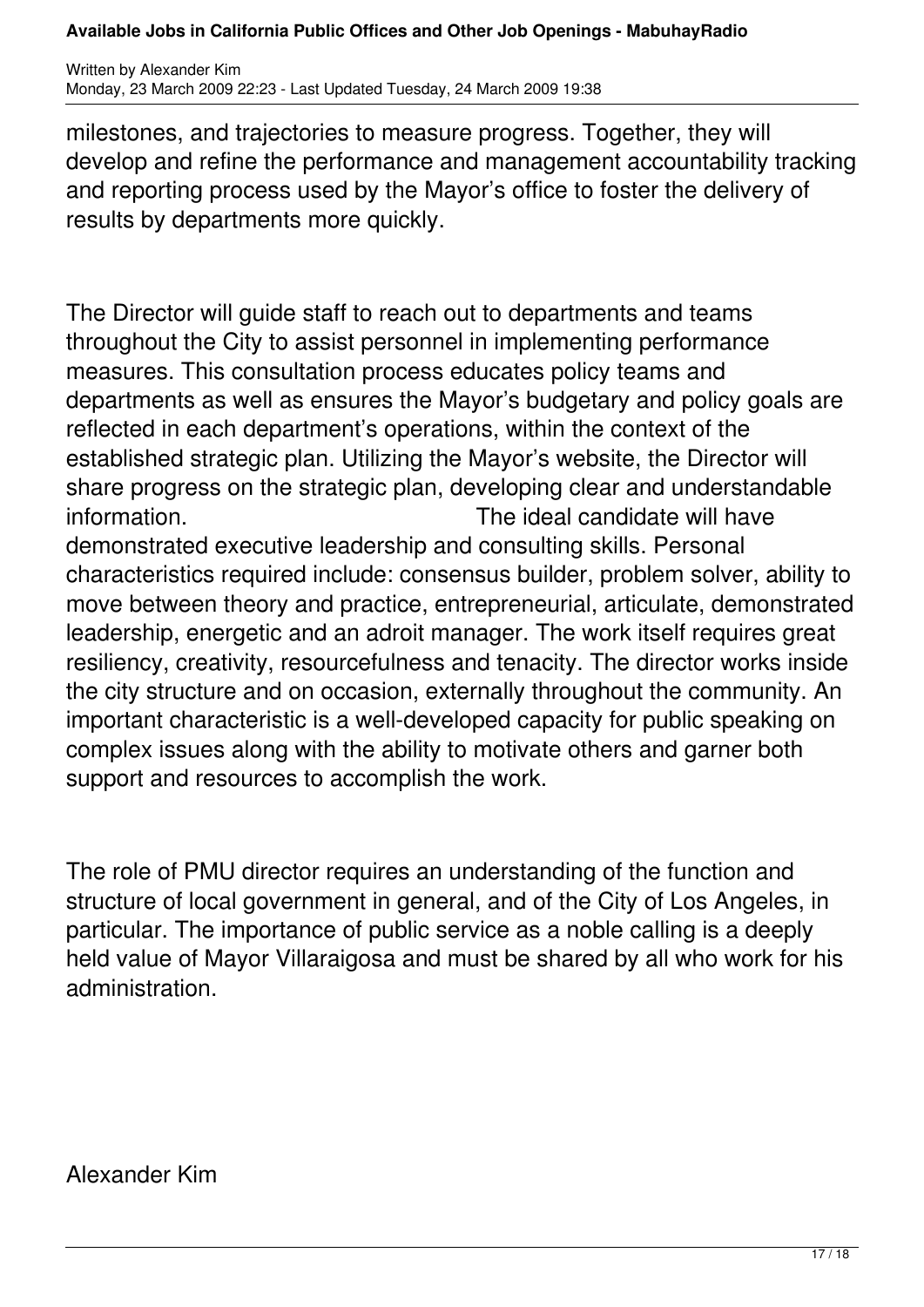milestones, and trajectories to measure progress. Together, they will develop and refine the performance and management accountability tracking and reporting process used by the Mayor's office to foster the delivery of results by departments more quickly.

The Director will guide staff to reach out to departments and teams throughout the City to assist personnel in implementing performance measures. This consultation process educates policy teams and departments as well as ensures the Mayor's budgetary and policy goals are reflected in each department's operations, within the context of the established strategic plan. Utilizing the Mayor's website, the Director will share progress on the strategic plan, developing clear and understandable information. The ideal candidate will have demonstrated executive leadership and consulting skills. Personal characteristics required include: consensus builder, problem solver, ability to move between theory and practice, entrepreneurial, articulate, demonstrated leadership, energetic and an adroit manager. The work itself requires great resiliency, creativity, resourcefulness and tenacity. The director works inside the city structure and on occasion, externally throughout the community. An important characteristic is a well-developed capacity for public speaking on complex issues along with the ability to motivate others and garner both support and resources to accomplish the work.

The role of PMU director requires an understanding of the function and structure of local government in general, and of the City of Los Angeles, in particular. The importance of public service as a noble calling is a deeply held value of Mayor Villaraigosa and must be shared by all who work for his administration.

Alexander Kim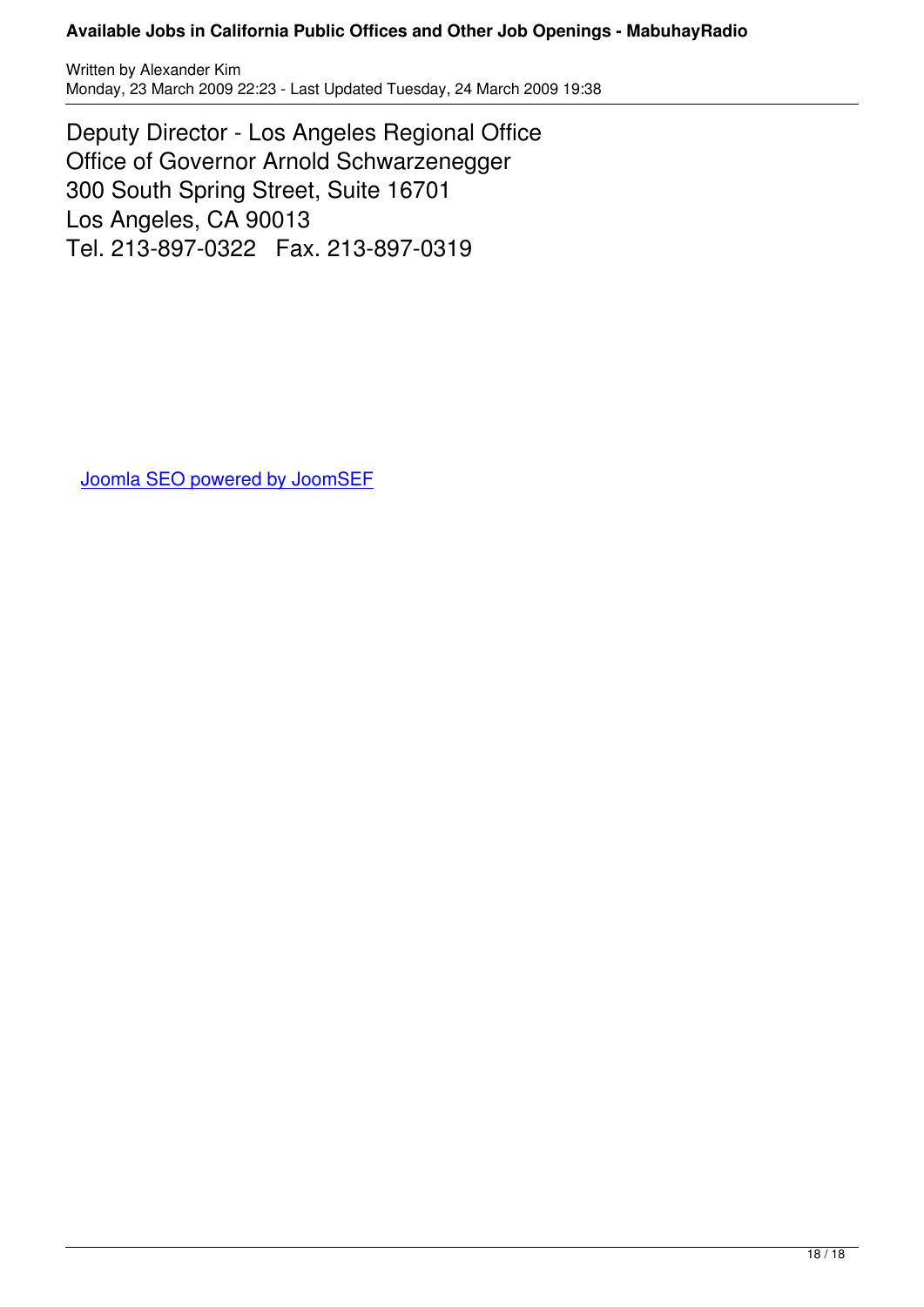Deputy Director - Los Angeles Regional Office
Office of Governor Arnold Schwarzenegger
300 South Spring Street, Suite 16701
Los Angeles, CA 90013
Tel. 213-897-0322   Fax. 213-897-0319

Joomla SEO powered by JoomSEF